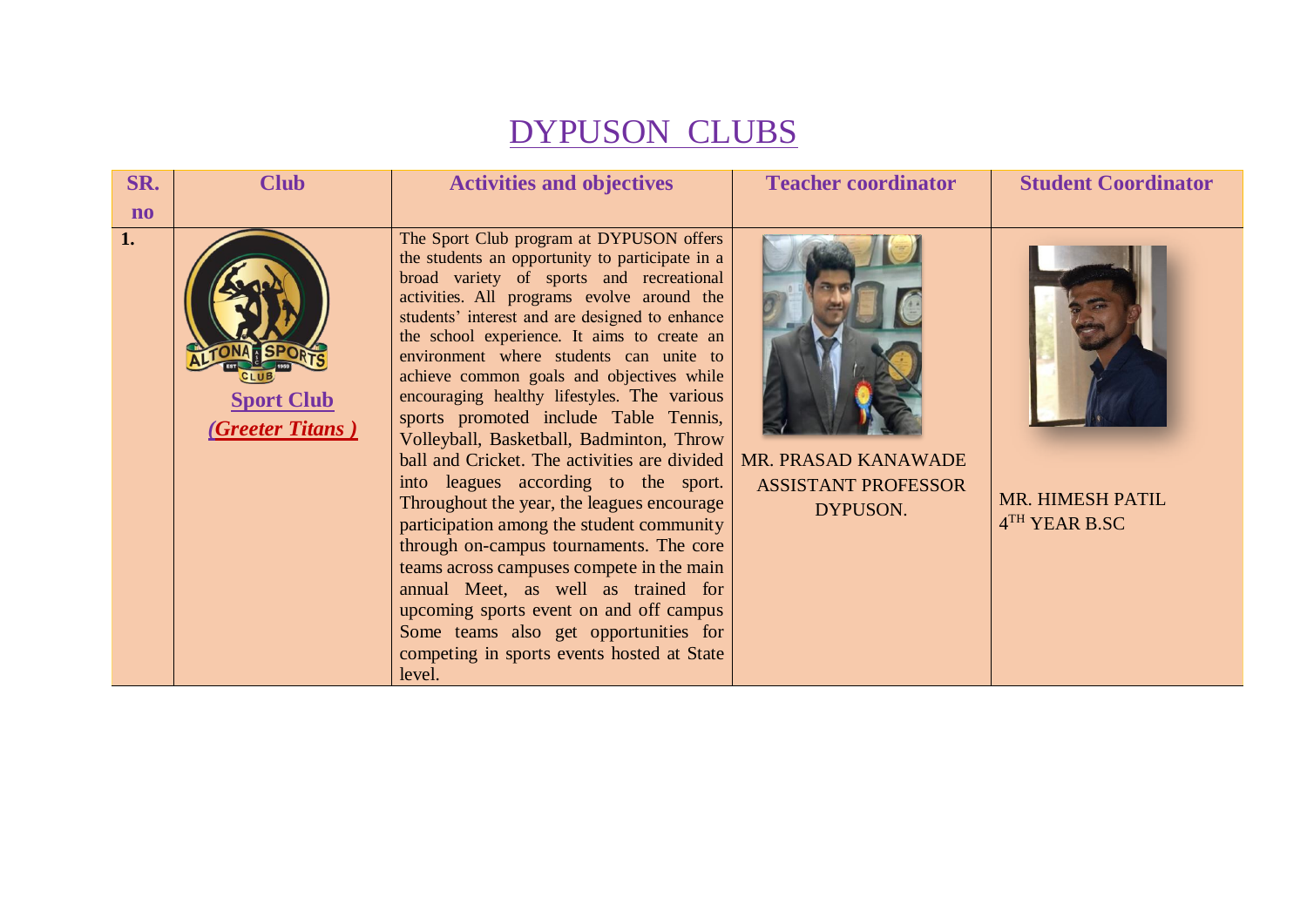# DYPUSON CLUBS

| SR. no | Club | Activities and objectives | Teacher coordinator | Student Coordinator |
|---|---|---|---|---|
| 1. | **Sport Club** ***(Greeter Titans )*** | The Sport Club program at DYPUSON offers the students an opportunity to participate in a broad variety of sports and recreational activities. All programs evolve around the students' interest and are designed to enhance the school experience. It aims to create an environment where students can unite to achieve common goals and objectives while encouraging healthy lifestyles. The various sports promoted include Table Tennis, Volleyball, Basketball, Badminton, Throw ball and Cricket. The activities are divided into leagues according to the sport. Throughout the year, the leagues encourage participation among the student community through on-campus tournaments. The core teams across campuses compete in the main annual Meet, as well as trained for upcoming sports event on and off campus Some teams also get opportunities for competing in sports events hosted at State level. | MR. PRASAD KANAWADE ASSISTANT PROFESSOR DYPUSON. | MR. HIMESH PATIL 4TH YEAR B.SC |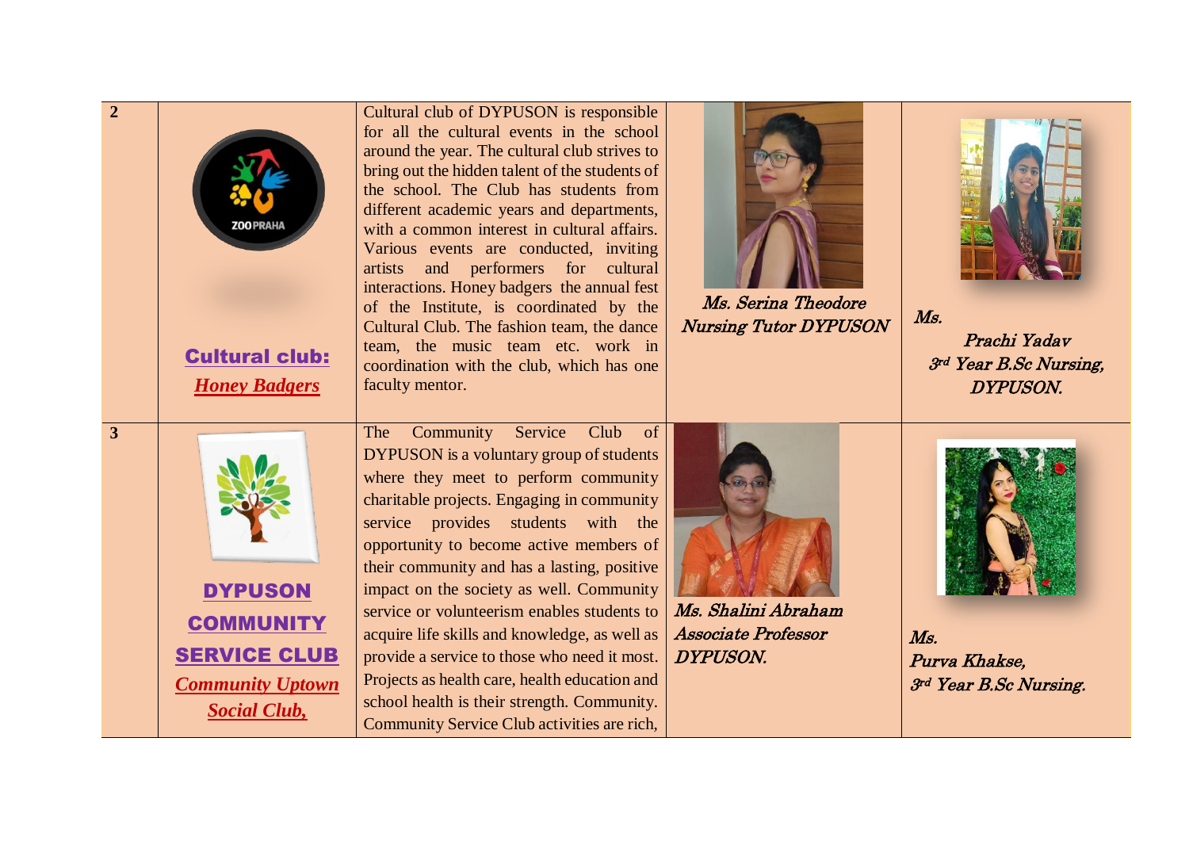| | | | | |
|---|---|---|---|---|
| **2** | **Cultural club:** ***Honey Badgers*** | Cultural club of DYPUSON is responsible for all the cultural events in the school around the year. The cultural club strives to bring out the hidden talent of the students of the school. The Club has students from different academic years and departments, with a common interest in cultural affairs. Various events are conducted, inviting artists and performers for cultural interactions. Honey badgers the annual fest of the Institute, is coordinated by the Cultural Club. The fashion team, the dance team, the music team etc. work in coordination with the club, which has one faculty mentor. | *Ms. Serina Theodore Nursing Tutor DYPUSON* | *Ms. Prachi Yadav 3rd Year B.Sc Nursing, DYPUSON.* |
| **3** | **DYPUSON COMMUNITY SERVICE CLUB** ***Community Uptown Social Club,*** | The Community Service Club of DYPUSON is a voluntary group of students where they meet to perform community charitable projects. Engaging in community service provides students with the opportunity to become active members of their community and has a lasting, positive impact on the society as well. Community service or volunteerism enables students to acquire life skills and knowledge, as well as provide a service to those who need it most. Projects as health care, health education and school health is their strength. Community. Community Service Club activities are rich, | *Ms. Shalini Abraham Associate Professor DYPUSON.* | *Ms. Purva Khakse, 3rd Year B.Sc Nursing.* |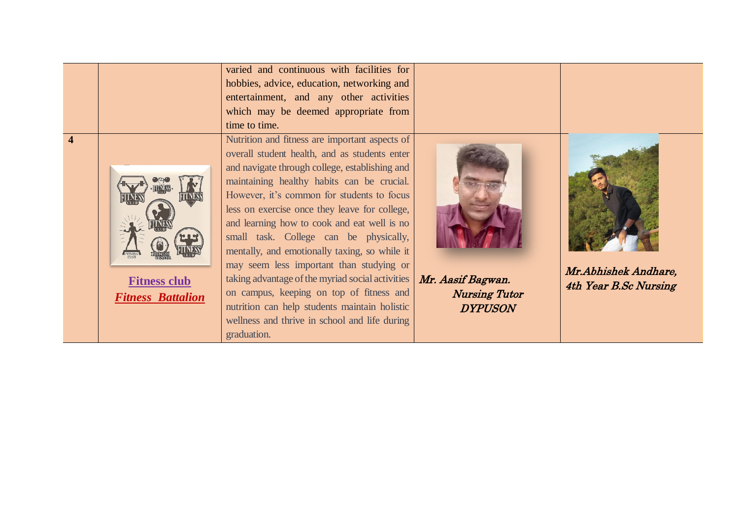|  |  |  |  |  |
|---|---|---|---|---|
|  |  | varied and continuous with facilities for hobbies, advice, education, networking and entertainment, and any other activities which may be deemed appropriate from time to time. |  |  |
| **4** | **Fitness club** ***Fitness Battalion*** | Nutrition and fitness are important aspects of overall student health, and as students enter and navigate through college, establishing and maintaining healthy habits can be crucial. However, it's common for students to focus less on exercise once they leave for college, and learning how to cook and eat well is no small task. College can be physically, mentally, and emotionally taxing, so while it may seem less important than studying or taking advantage of the myriad social activities on campus, keeping on top of fitness and nutrition can help students maintain holistic wellness and thrive in school and life during graduation. | *Mr. Aasif Bagwan. Nursing Tutor DYPUSON* | *Mr.Abhishek Andhare, 4th Year B.Sc Nursing* |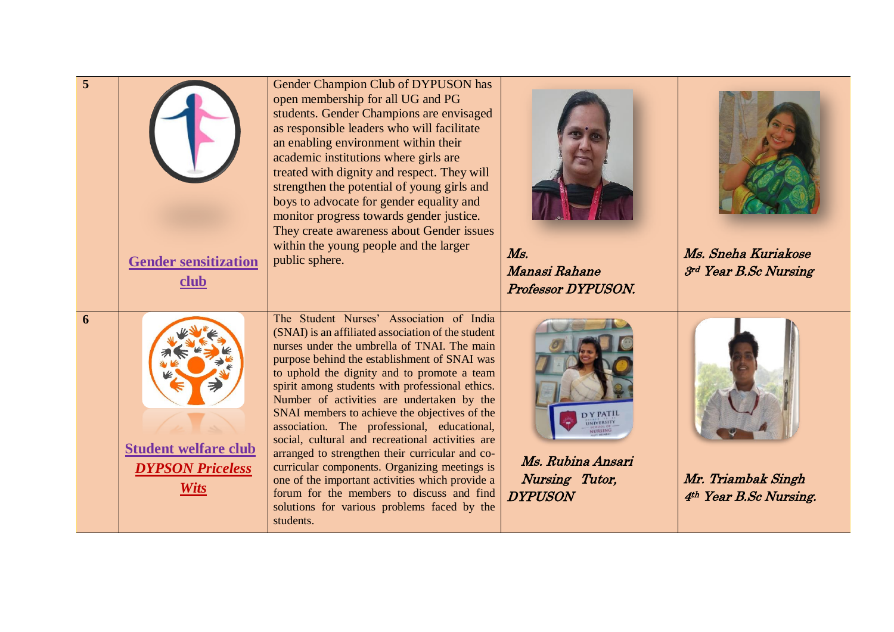| 5 | [Gender sensitization club] | Gender Champion Club of DYPUSON has open membership for all UG and PG students. Gender Champions are envisaged as responsible leaders who will facilitate an enabling environment within their academic institutions where girls are treated with dignity and respect. They will strengthen the potential of young girls and boys to advocate for gender equality and monitor progress towards gender justice. They create awareness about Gender issues within the young people and the larger public sphere. | *Ms. Manasi Rahane Professor DYPUSON.* | *Ms. Sneha Kuriakose 3rd Year B.Sc Nursing* |
|---|---|---|---|---|
| 6 | [Student welfare club] [*DYPSON Priceless Wits*] | The Student Nurses' Association of India (SNAI) is an affiliated association of the student nurses under the umbrella of TNAI. The main purpose behind the establishment of SNAI was to uphold the dignity and to promote a team spirit among students with professional ethics. Number of activities are undertaken by the SNAI members to achieve the objectives of the association. The professional, educational, social, cultural and recreational activities are arranged to strengthen their curricular and co-curricular components. Organizing meetings is one of the important activities which provide a forum for the members to discuss and find solutions for various problems faced by the students. | *Ms. Rubina Ansari Nursing Tutor, DYPUSON* | *Mr. Triambak Singh 4th Year B.Sc Nursing.* |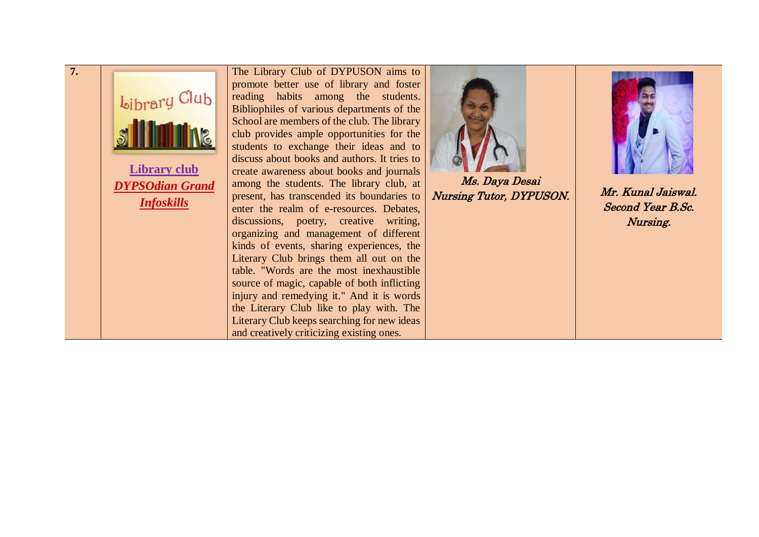| 7. | **Library club** *DYPSOdian Grand Infoskills* | The Library Club of DYPUSON aims to promote better use of library and foster reading habits among the students. Bibliophiles of various departments of the School are members of the club. The library club provides ample opportunities for the students to exchange their ideas and to discuss about books and authors. It tries to create awareness about books and journals among the students. The library club, at present, has transcended its boundaries to enter the realm of e-resources. Debates, discussions, poetry, creative writing, organizing and management of different kinds of events, sharing experiences, the Literary Club brings them all out on the table. "Words are the most inexhaustible source of magic, capable of both inflicting injury and remedying it." And it is words the Literary Club like to play with. The Literary Club keeps searching for new ideas and creatively criticizing existing ones. | *Ms. Daya Desai Nursing Tutor, DYPUSON.* | *Mr. Kunal Jaiswal. Second Year B.Sc. Nursing.* |
|---|---|---|---|---|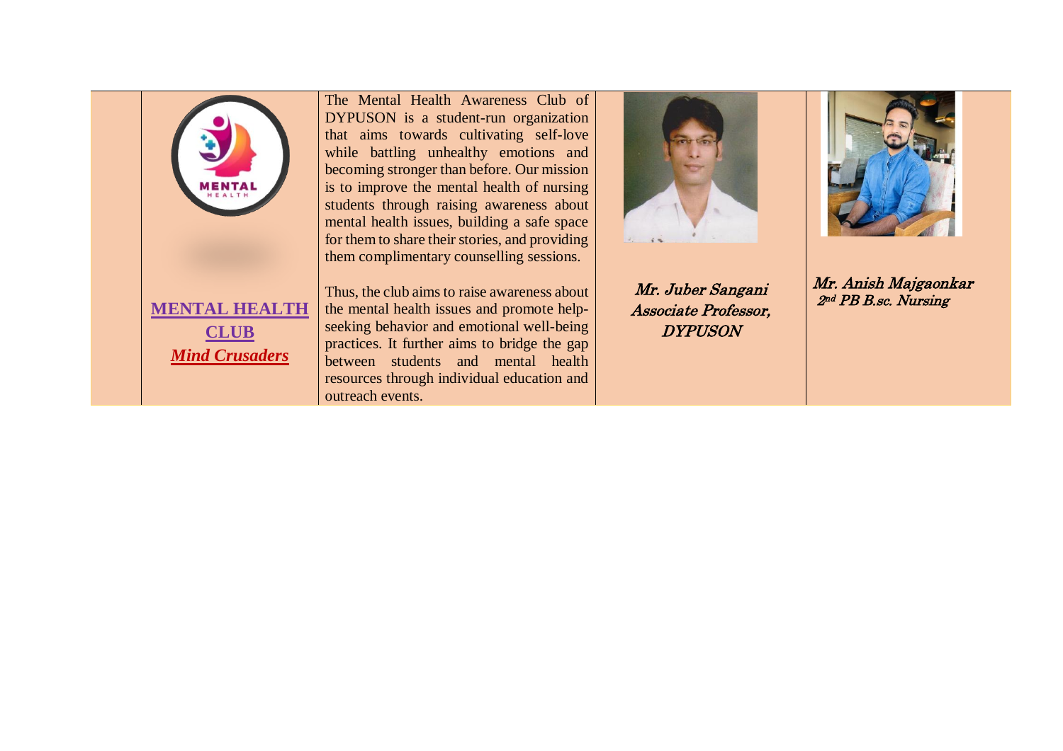| | | | | |
|---|---|---|---|---|
| | **MENTAL HEALTH CLUB** ***Mind Crusaders*** | The Mental Health Awareness Club of DYPUSON is a student-run organization that aims towards cultivating self-love while battling unhealthy emotions and becoming stronger than before. Our mission is to improve the mental health of nursing students through raising awareness about mental health issues, building a safe space for them to share their stories, and providing them complimentary counselling sessions.<br><br>Thus, the club aims to raise awareness about the mental health issues and promote help-seeking behavior and emotional well-being practices. It further aims to bridge the gap between students and mental health resources through individual education and outreach events. | *Mr. Juber Sangani*<br>*Associate Professor, DYPUSON* | *Mr. Anish Majgaonkar*<br>*2nd PB B.sc. Nursing* |